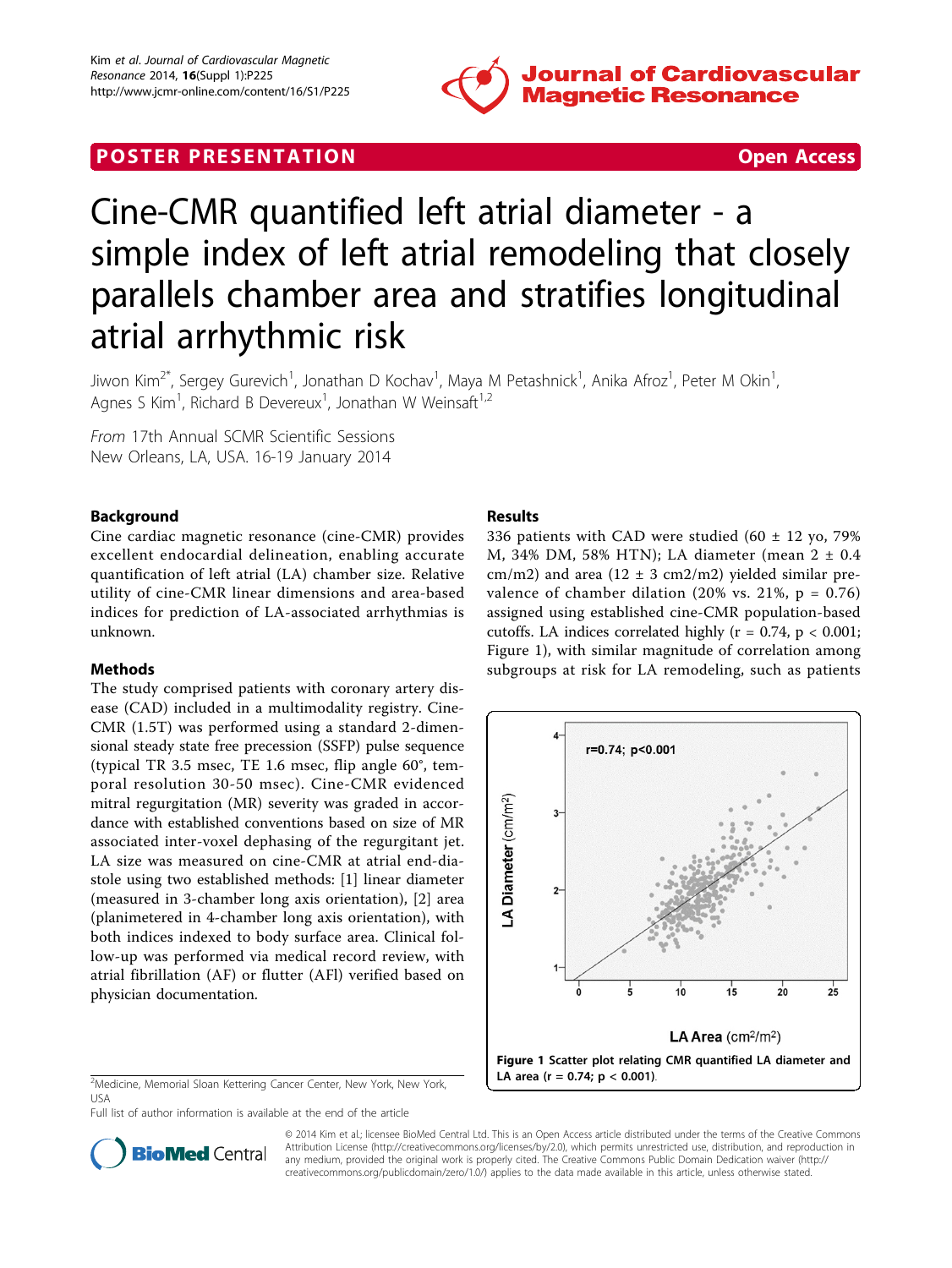POSTER PRESENTATION Open Access

# Cine-CMR quantified left atrial diameter - a simple index of left atrial remodeling that closely parallels chamber area and stratifies longitudinal atrial arrhythmic risk

Jiwon Kim[2*], Sergey Gurevich[1], Jonathan D Kochav[1], Maya M Petashnick[1], Anika Afroz[1], Peter M Okin[1], Agnes S Kim[1], Richard B Devereux[1], Jonathan W Weinsaft[1,2]

*From* 17th Annual SCMR Scientific Sessions
New Orleans, LA, USA. 16-19 January 2014

## Background

Cine cardiac magnetic resonance (cine-CMR) provides excellent endocardial delineation, enabling accurate quantification of left atrial (LA) chamber size. Relative utility of cine-CMR linear dimensions and area-based indices for prediction of LA-associated arrhythmias is unknown.

## Methods

The study comprised patients with coronary artery disease (CAD) included in a multimodality registry. Cine-CMR (1.5T) was performed using a standard 2-dimensional steady state free precession (SSFP) pulse sequence (typical TR 3.5 msec, TE 1.6 msec, flip angle 60°, temporal resolution 30-50 msec). Cine-CMR evidenced mitral regurgitation (MR) severity was graded in accordance with established conventions based on size of MR associated inter-voxel dephasing of the regurgitant jet. LA size was measured on cine-CMR at atrial end-diastole using two established methods: [1] linear diameter (measured in 3-chamber long axis orientation), [2] area (planimetered in 4-chamber long axis orientation), with both indices indexed to body surface area. Clinical follow-up was performed via medical record review, with atrial fibrillation (AF) or flutter (AFl) verified based on physician documentation.

## Results

336 patients with CAD were studied (60 ± 12 yo, 79% M, 34% DM, 58% HTN); LA diameter (mean 2 ± 0.4 cm/m2) and area (12 ± 3 cm2/m2) yielded similar prevalence of chamber dilation (20% vs. 21%, p = 0.76) assigned using established cine-CMR population-based cutoffs. LA indices correlated highly (r = 0.74, p < 0.001; Figure 1), with similar magnitude of correlation among subgroups at risk for LA remodeling, such as patients

**Figure 1** Scatter plot relating CMR quantified LA diameter and LA area (r = 0.74; p < 0.001).

[2]Medicine, Memorial Sloan Kettering Cancer Center, New York, New York, USA
Full list of author information is available at the end of the article

© 2014 Kim et al.; licensee BioMed Central Ltd. This is an Open Access article distributed under the terms of the Creative Commons Attribution License (http://creativecommons.org/licenses/by/2.0), which permits unrestricted use, distribution, and reproduction in any medium, provided the original work is properly cited. The Creative Commons Public Domain Dedication waiver (http://creativecommons.org/publicdomain/zero/1.0/) applies to the data made available in this article, unless otherwise stated.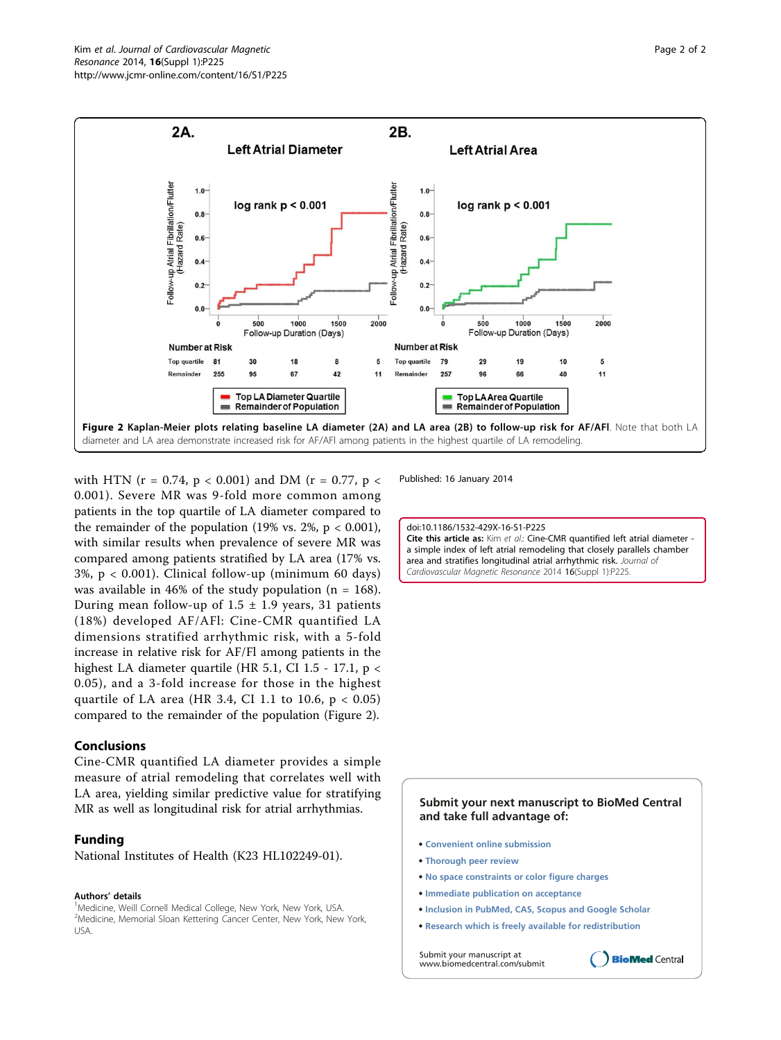2A.

Left Atrial Diameter

Follow-up Atrial Fibrillation/Flutter (Hazard Rate)

log rank p < 0.001

Follow-up Duration (Days)

Number at Risk

Top quartile 81 30 18 8 5

Remainder 255 95 67 42 11

Top LA Diameter Quartile

Remainder of Population

2B.

Left Atrial Area

Follow-up Atrial Fibrillation/Flutter (Hazard Rate)

log rank p < 0.001

Follow-up Duration (Days)

Number at Risk

Top quartile 79 29 19 10 5

Remainder 257 96 66 40 11

Top LA Area Quartile

Remainder of Population

**Figure 2 Kaplan-Meier plots relating baseline LA diameter (2A) and LA area (2B) to follow-up risk for AF/AFl.** Note that both LA diameter and LA area demonstrate increased risk for AF/AFl among patients in the highest quartile of LA remodeling.

with HTN (r = 0.74, p < 0.001) and DM (r = 0.77, p < 0.001). Severe MR was 9-fold more common among patients in the top quartile of LA diameter compared to the remainder of the population (19% vs. 2%, p < 0.001), with similar results when prevalence of severe MR was compared among patients stratified by LA area (17% vs. 3%, p < 0.001). Clinical follow-up (minimum 60 days) was available in 46% of the study population (n = 168). During mean follow-up of 1.5 ± 1.9 years, 31 patients (18%) developed AF/AFl: Cine-CMR quantified LA dimensions stratified arrhythmic risk, with a 5-fold increase in relative risk for AF/Fl among patients in the highest LA diameter quartile (HR 5.1, CI 1.5 - 17.1, p < 0.05), and a 3-fold increase for those in the highest quartile of LA area (HR 3.4, CI 1.1 to 10.6, p < 0.05) compared to the remainder of the population (Figure 2).

## Conclusions

Cine-CMR quantified LA diameter provides a simple measure of atrial remodeling that correlates well with LA area, yielding similar predictive value for stratifying MR as well as longitudinal risk for atrial arrhythmias.

## Funding

National Institutes of Health (K23 HL102249-01).

### Authors' details

[1]Medicine, Weill Cornell Medical College, New York, New York, USA. [2]Medicine, Memorial Sloan Kettering Cancer Center, New York, New York, USA.

Published: 16 January 2014

doi:10.1186/1532-429X-16-S1-P225

**Cite this article as:** Kim *et al.*: Cine-CMR quantified left atrial diameter - a simple index of left atrial remodeling that closely parallels chamber area and stratifies longitudinal atrial arrhythmic risk. *Journal of Cardiovascular Magnetic Resonance* 2014 **16**(Suppl 1):P225.